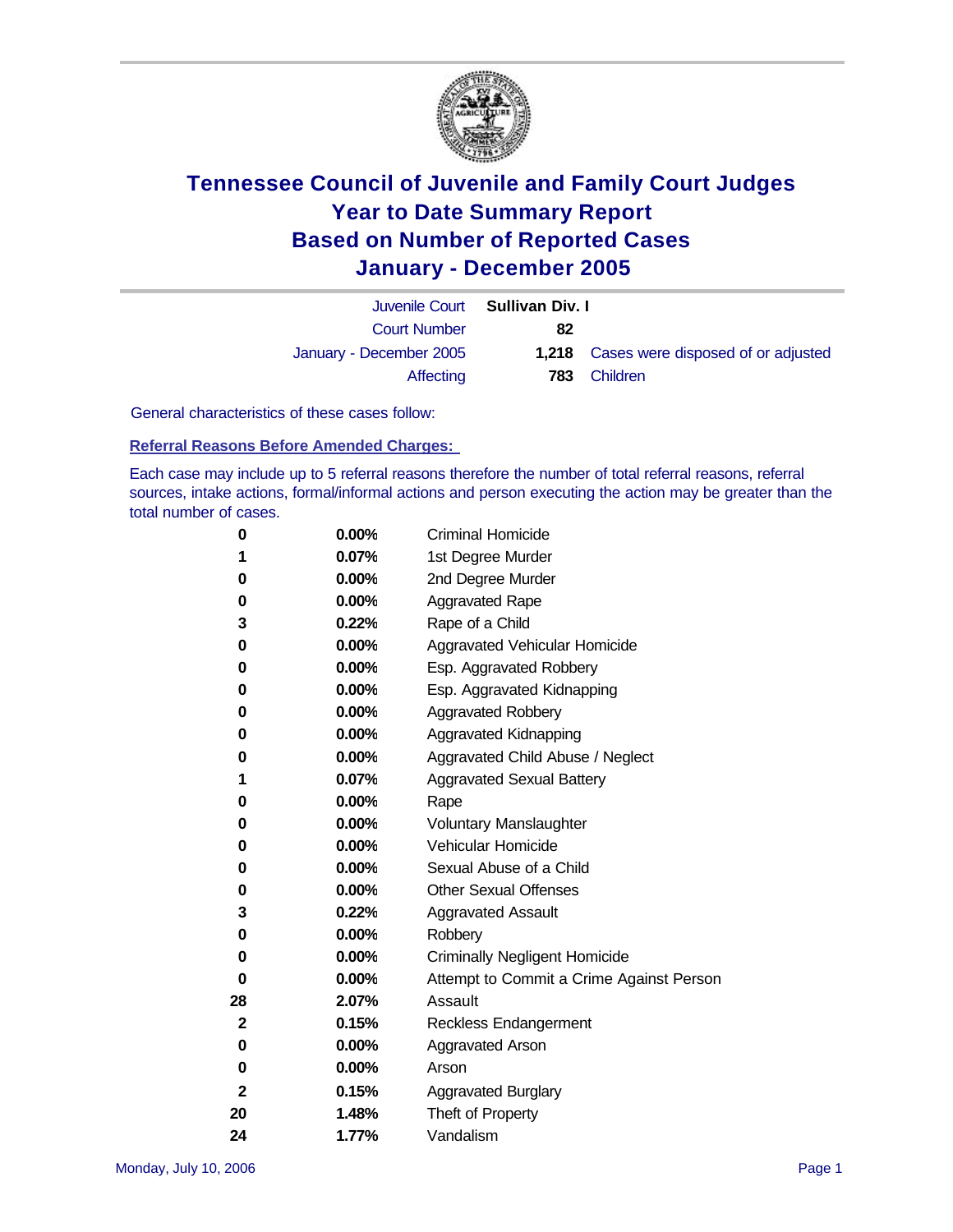# Tennessee Council of Juvenile and Family Court Judges
# Year to Date Summary Report
# Based on Number of Reported Cases
# January - December 2005

| | | |
|---|---|---|
| Juvenile Court | **Sullivan Div. I** | |
| Court Number | **82** | |
| January - December 2005 | **1,218** | Cases were disposed of or adjusted |
| Affecting | **783** | Children |

General characteristics of these cases follow:

**Referral Reasons Before Amended Charges:**

Each case may include up to 5 referral reasons therefore the number of total referral reasons, referral sources, intake actions, formal/informal actions and person executing the action may be greater than the total number of cases.

| Count | Percent | Referral Reason |
|---|---|---|
| 0 | 0.00% | Criminal Homicide |
| 1 | 0.07% | 1st Degree Murder |
| 0 | 0.00% | 2nd Degree Murder |
| 0 | 0.00% | Aggravated Rape |
| 3 | 0.22% | Rape of a Child |
| 0 | 0.00% | Aggravated Vehicular Homicide |
| 0 | 0.00% | Esp. Aggravated Robbery |
| 0 | 0.00% | Esp. Aggravated Kidnapping |
| 0 | 0.00% | Aggravated Robbery |
| 0 | 0.00% | Aggravated Kidnapping |
| 0 | 0.00% | Aggravated Child Abuse / Neglect |
| 1 | 0.07% | Aggravated Sexual Battery |
| 0 | 0.00% | Rape |
| 0 | 0.00% | Voluntary Manslaughter |
| 0 | 0.00% | Vehicular Homicide |
| 0 | 0.00% | Sexual Abuse of a Child |
| 0 | 0.00% | Other Sexual Offenses |
| 3 | 0.22% | Aggravated Assault |
| 0 | 0.00% | Robbery |
| 0 | 0.00% | Criminally Negligent Homicide |
| 0 | 0.00% | Attempt to Commit a Crime Against Person |
| 28 | 2.07% | Assault |
| 2 | 0.15% | Reckless Endangerment |
| 0 | 0.00% | Aggravated Arson |
| 0 | 0.00% | Arson |
| 2 | 0.15% | Aggravated Burglary |
| 20 | 1.48% | Theft of Property |
| 24 | 1.77% | Vandalism |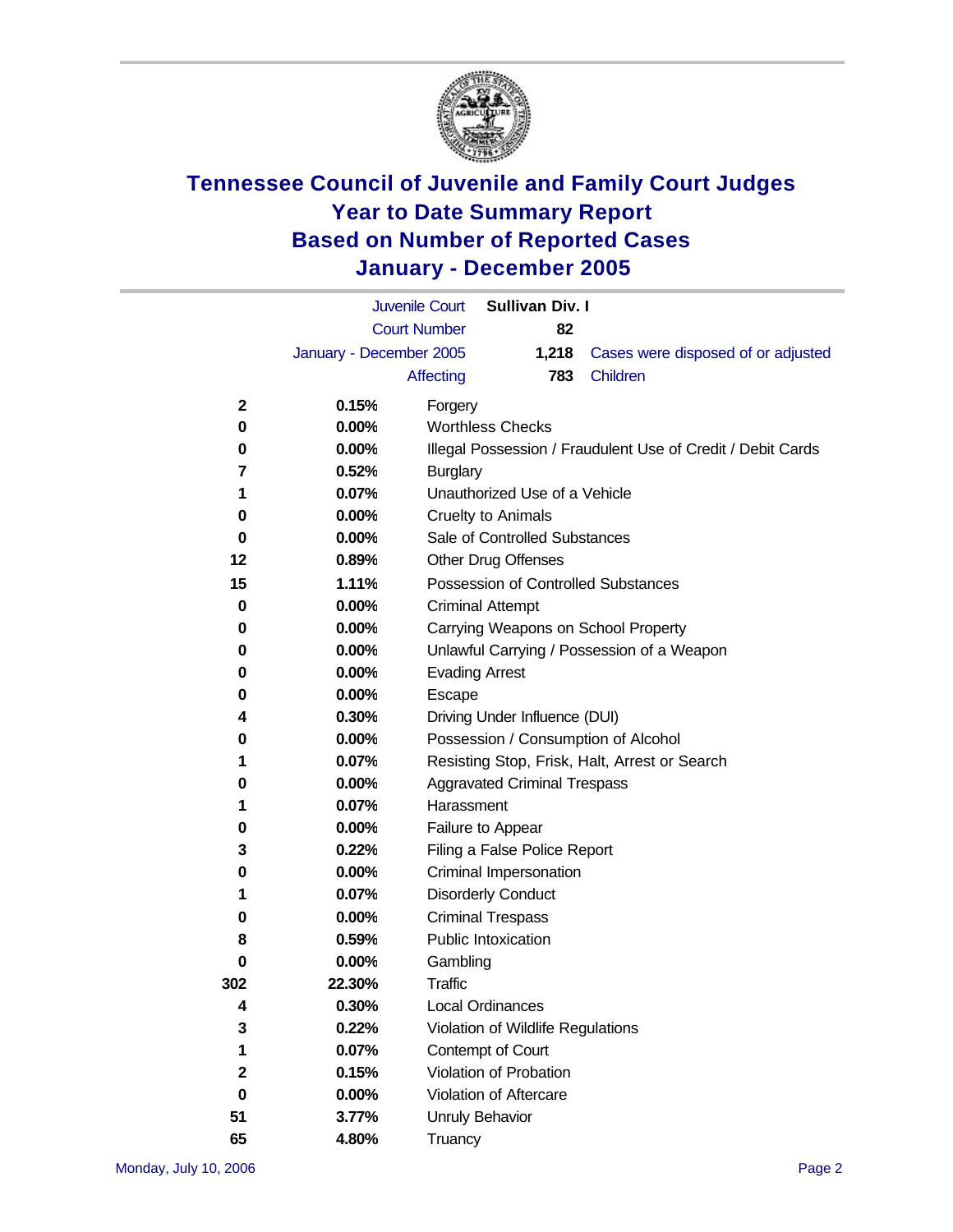# Tennessee Council of Juvenile and Family Court Judges
# Year to Date Summary Report
# Based on Number of Reported Cases
# January - December 2005

| | | | |
|---|---|---|---|
| Juvenile Court | Sullivan Div. I | | |
| Court Number | 82 | | |
| January - December 2005 | 1,218 | Cases were disposed of or adjusted | |
| Affecting | 783 | Children | |

| Count | Percent | Offense |
|---|---|---|
| 2 | 0.15% | Forgery |
| 0 | 0.00% | Worthless Checks |
| 0 | 0.00% | Illegal Possession / Fraudulent Use of Credit / Debit Cards |
| 7 | 0.52% | Burglary |
| 1 | 0.07% | Unauthorized Use of a Vehicle |
| 0 | 0.00% | Cruelty to Animals |
| 0 | 0.00% | Sale of Controlled Substances |
| 12 | 0.89% | Other Drug Offenses |
| 15 | 1.11% | Possession of Controlled Substances |
| 0 | 0.00% | Criminal Attempt |
| 0 | 0.00% | Carrying Weapons on School Property |
| 0 | 0.00% | Unlawful Carrying / Possession of a Weapon |
| 0 | 0.00% | Evading Arrest |
| 0 | 0.00% | Escape |
| 4 | 0.30% | Driving Under Influence (DUI) |
| 0 | 0.00% | Possession / Consumption of Alcohol |
| 1 | 0.07% | Resisting Stop, Frisk, Halt, Arrest or Search |
| 0 | 0.00% | Aggravated Criminal Trespass |
| 1 | 0.07% | Harassment |
| 0 | 0.00% | Failure to Appear |
| 3 | 0.22% | Filing a False Police Report |
| 0 | 0.00% | Criminal Impersonation |
| 1 | 0.07% | Disorderly Conduct |
| 0 | 0.00% | Criminal Trespass |
| 8 | 0.59% | Public Intoxication |
| 0 | 0.00% | Gambling |
| 302 | 22.30% | Traffic |
| 4 | 0.30% | Local Ordinances |
| 3 | 0.22% | Violation of Wildlife Regulations |
| 1 | 0.07% | Contempt of Court |
| 2 | 0.15% | Violation of Probation |
| 0 | 0.00% | Violation of Aftercare |
| 51 | 3.77% | Unruly Behavior |
| 65 | 4.80% | Truancy |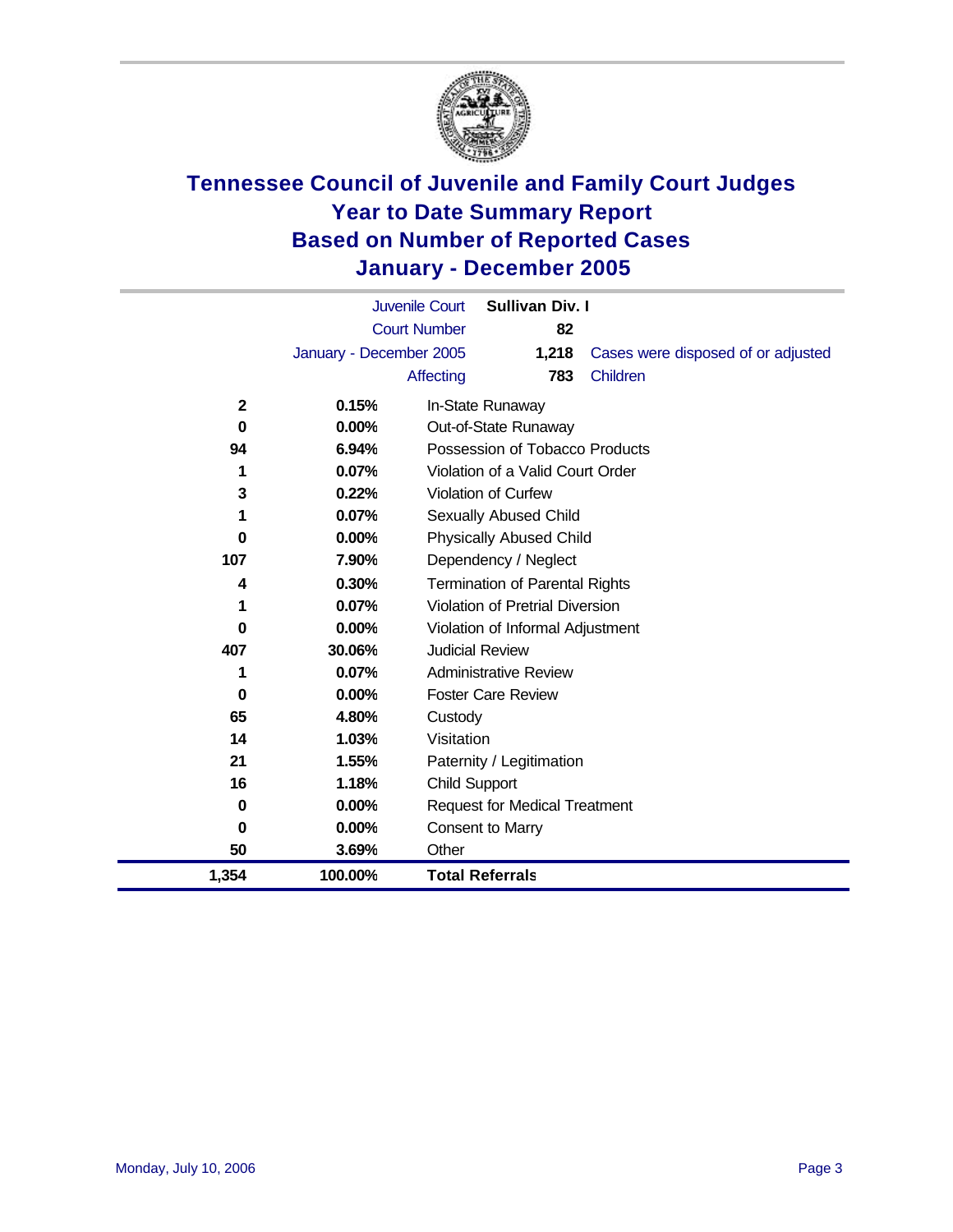# Tennessee Council of Juvenile and Family Court Judges
# Year to Date Summary Report
# Based on Number of Reported Cases
# January - December 2005

| | | | |
|---|---|---|---|
| | Juvenile Court | **Sullivan Div. I** | |
| | Court Number | **82** | |
| | January - December 2005 | **1,218** | Cases were disposed of or adjusted |
| | Affecting | **783** | Children |

| Count | Percent | Category |
|---|---|---|
| **2** | **0.15%** | In-State Runaway |
| **0** | **0.00%** | Out-of-State Runaway |
| **94** | **6.94%** | Possession of Tobacco Products |
| **1** | **0.07%** | Violation of a Valid Court Order |
| **3** | **0.22%** | Violation of Curfew |
| **1** | **0.07%** | Sexually Abused Child |
| **0** | **0.00%** | Physically Abused Child |
| **107** | **7.90%** | Dependency / Neglect |
| **4** | **0.30%** | Termination of Parental Rights |
| **1** | **0.07%** | Violation of Pretrial Diversion |
| **0** | **0.00%** | Violation of Informal Adjustment |
| **407** | **30.06%** | Judicial Review |
| **1** | **0.07%** | Administrative Review |
| **0** | **0.00%** | Foster Care Review |
| **65** | **4.80%** | Custody |
| **14** | **1.03%** | Visitation |
| **21** | **1.55%** | Paternity / Legitimation |
| **16** | **1.18%** | Child Support |
| **0** | **0.00%** | Request for Medical Treatment |
| **0** | **0.00%** | Consent to Marry |
| **50** | **3.69%** | Other |
| **1,354** | **100.00%** | **Total Referrals** |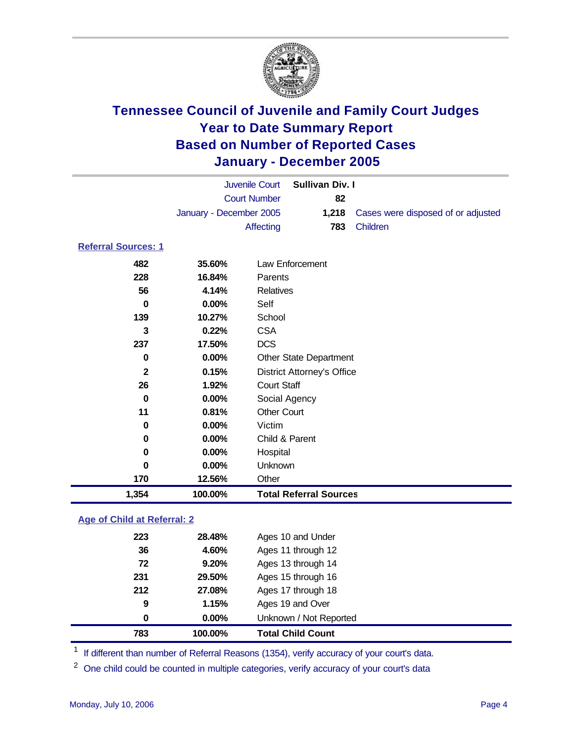# Tennessee Council of Juvenile and Family Court Judges
# Year to Date Summary Report
# Based on Number of Reported Cases
# January - December 2005

| | | |
|---|---|---|
| Juvenile Court | **Sullivan Div. I** | |
| Court Number | **82** | |
| January - December 2005 | **1,218** | Cases were disposed of or adjusted |
| Affecting | **783** | Children |

## Referral Sources: 1

| Count | Percent | Source |
|---|---|---|
| **482** | **35.60%** | Law Enforcement |
| **228** | **16.84%** | Parents |
| **56** | **4.14%** | Relatives |
| **0** | **0.00%** | Self |
| **139** | **10.27%** | School |
| **3** | **0.22%** | CSA |
| **237** | **17.50%** | DCS |
| **0** | **0.00%** | Other State Department |
| **2** | **0.15%** | District Attorney's Office |
| **26** | **1.92%** | Court Staff |
| **0** | **0.00%** | Social Agency |
| **11** | **0.81%** | Other Court |
| **0** | **0.00%** | Victim |
| **0** | **0.00%** | Child & Parent |
| **0** | **0.00%** | Hospital |
| **0** | **0.00%** | Unknown |
| **170** | **12.56%** | Other |
| **1,354** | **100.00%** | **Total Referral Sources** |

## Age of Child at Referral: 2

| Count | Percent | Age |
|---|---|---|
| **223** | **28.48%** | Ages 10 and Under |
| **36** | **4.60%** | Ages 11 through 12 |
| **72** | **9.20%** | Ages 13 through 14 |
| **231** | **29.50%** | Ages 15 through 16 |
| **212** | **27.08%** | Ages 17 through 18 |
| **9** | **1.15%** | Ages 19 and Over |
| **0** | **0.00%** | Unknown / Not Reported |
| **783** | **100.00%** | **Total Child Count** |

[1] If different than number of Referral Reasons (1354), verify accuracy of your court's data.

[2] One child could be counted in multiple categories, verify accuracy of your court's data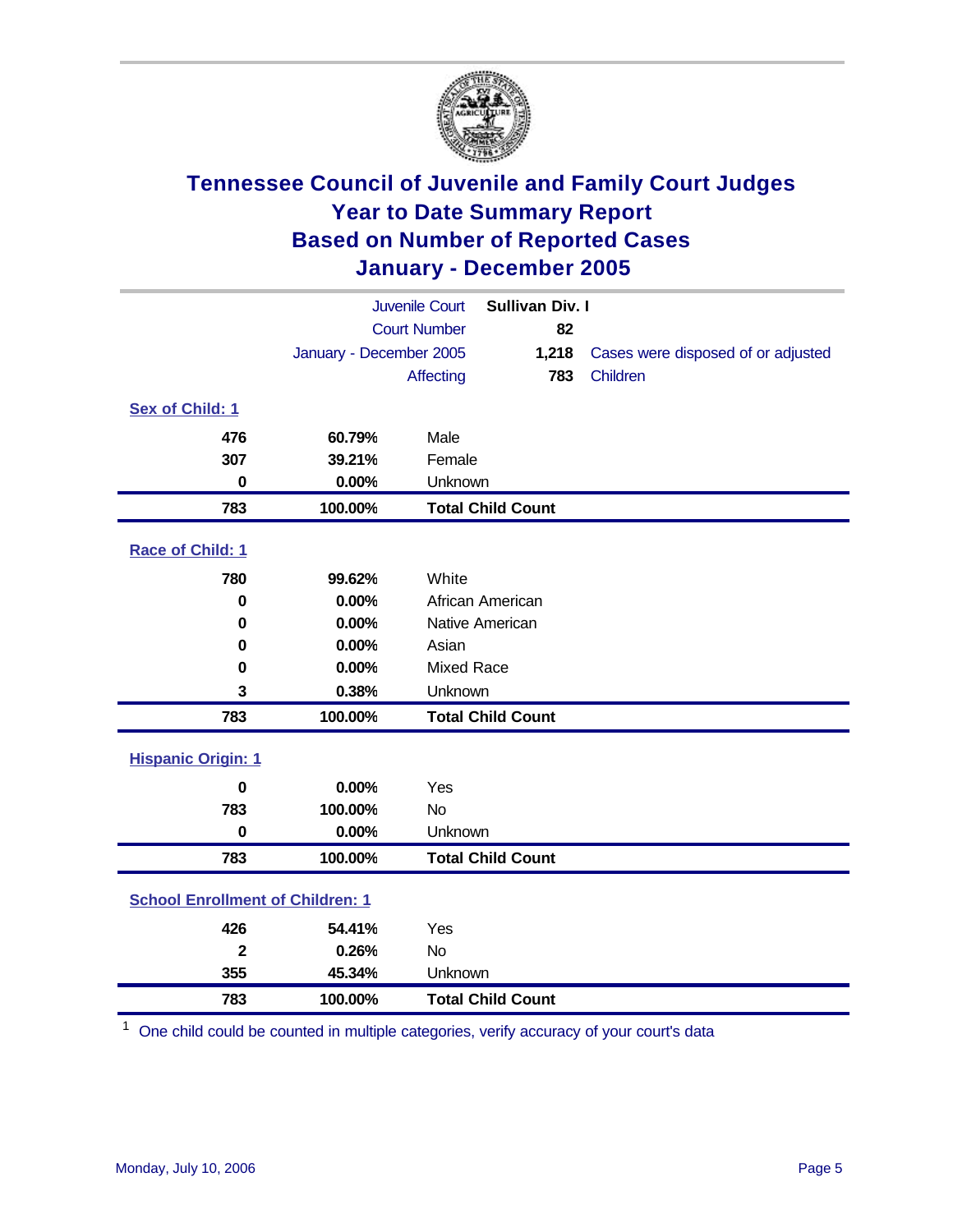# Tennessee Council of Juvenile and Family Court Judges
# Year to Date Summary Report
# Based on Number of Reported Cases
# January - December 2005

| | | |
|---|---|---|
| Juvenile Court | **Sullivan Div. I** | |
| Court Number | **82** | |
| January - December 2005 | **1,218** | Cases were disposed of or adjusted |
| Affecting | **783** | Children |

### Sex of Child: 1

| | | |
|---|---|---|
| **476** | **60.79%** | Male |
| **307** | **39.21%** | Female |
| **0** | **0.00%** | Unknown |
| **783** | **100.00%** | **Total Child Count** |

### Race of Child: 1

| | | |
|---|---|---|
| **780** | **99.62%** | White |
| **0** | **0.00%** | African American |
| **0** | **0.00%** | Native American |
| **0** | **0.00%** | Asian |
| **0** | **0.00%** | Mixed Race |
| **3** | **0.38%** | Unknown |
| **783** | **100.00%** | **Total Child Count** |

### Hispanic Origin: 1

| | | |
|---|---|---|
| **0** | **0.00%** | Yes |
| **783** | **100.00%** | No |
| **0** | **0.00%** | Unknown |
| **783** | **100.00%** | **Total Child Count** |

### School Enrollment of Children: 1

| | | |
|---|---|---|
| **426** | **54.41%** | Yes |
| **2** | **0.26%** | No |
| **355** | **45.34%** | Unknown |
| **783** | **100.00%** | **Total Child Count** |

[1] One child could be counted in multiple categories, verify accuracy of your court's data

Monday, July 10, 2006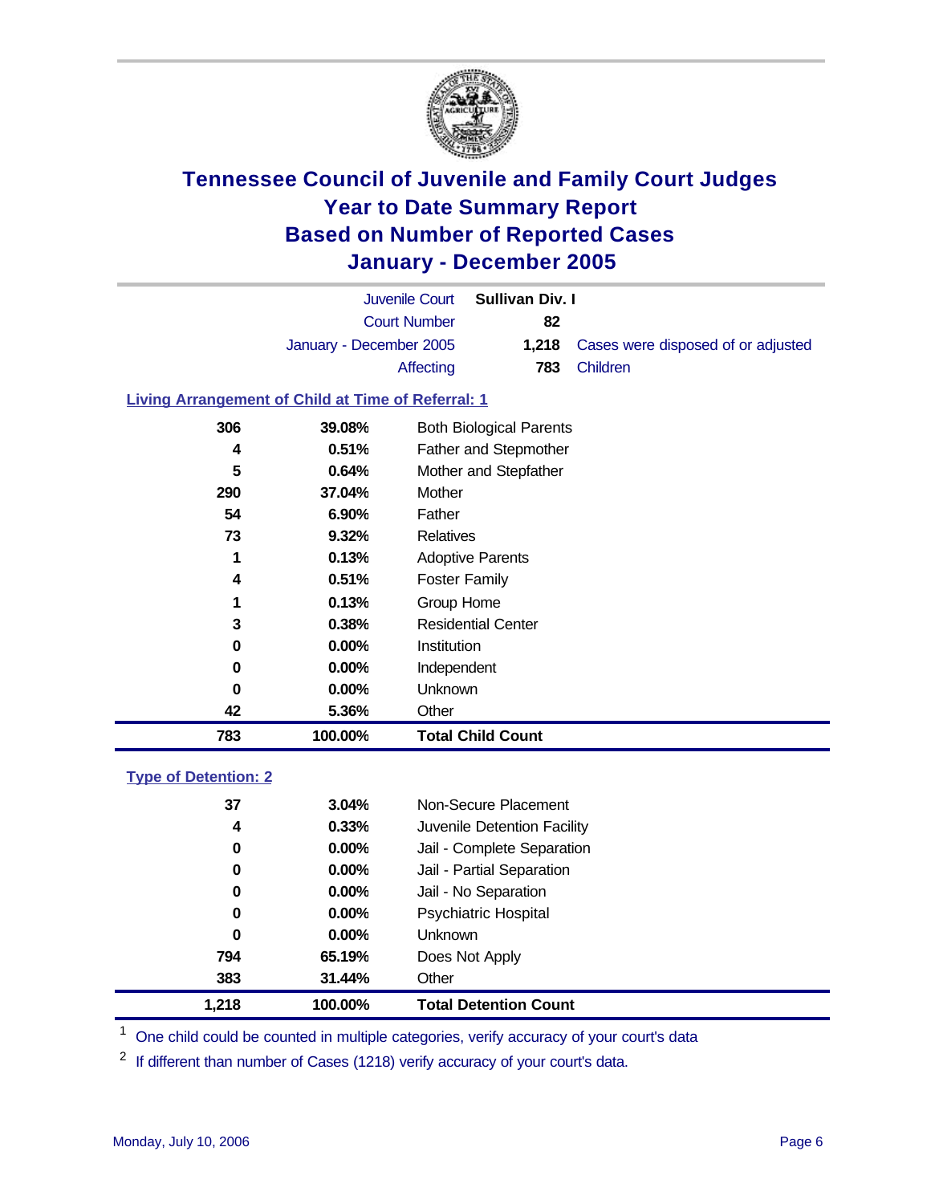# Tennessee Council of Juvenile and Family Court Judges
# Year to Date Summary Report
# Based on Number of Reported Cases
# January - December 2005

| | | |
|---|---|---|
| Juvenile Court | **Sullivan Div. I** | |
| Court Number | **82** | |
| January - December 2005 | **1,218** | Cases were disposed of or adjusted |
| Affecting | **783** | Children |

### Living Arrangement of Child at Time of Referral: 1

| Count | Percent | Category |
|---|---|---|
| 306 | 39.08% | Both Biological Parents |
| 4 | 0.51% | Father and Stepmother |
| 5 | 0.64% | Mother and Stepfather |
| 290 | 37.04% | Mother |
| 54 | 6.90% | Father |
| 73 | 9.32% | Relatives |
| 1 | 0.13% | Adoptive Parents |
| 4 | 0.51% | Foster Family |
| 1 | 0.13% | Group Home |
| 3 | 0.38% | Residential Center |
| 0 | 0.00% | Institution |
| 0 | 0.00% | Independent |
| 0 | 0.00% | Unknown |
| 42 | 5.36% | Other |
| **783** | **100.00%** | **Total Child Count** |

### Type of Detention: 2

| Count | Percent | Category |
|---|---|---|
| 37 | 3.04% | Non-Secure Placement |
| 4 | 0.33% | Juvenile Detention Facility |
| 0 | 0.00% | Jail - Complete Separation |
| 0 | 0.00% | Jail - Partial Separation |
| 0 | 0.00% | Jail - No Separation |
| 0 | 0.00% | Psychiatric Hospital |
| 0 | 0.00% | Unknown |
| 794 | 65.19% | Does Not Apply |
| 383 | 31.44% | Other |
| **1,218** | **100.00%** | **Total Detention Count** |

[1] One child could be counted in multiple categories, verify accuracy of your court's data

[2] If different than number of Cases (1218) verify accuracy of your court's data.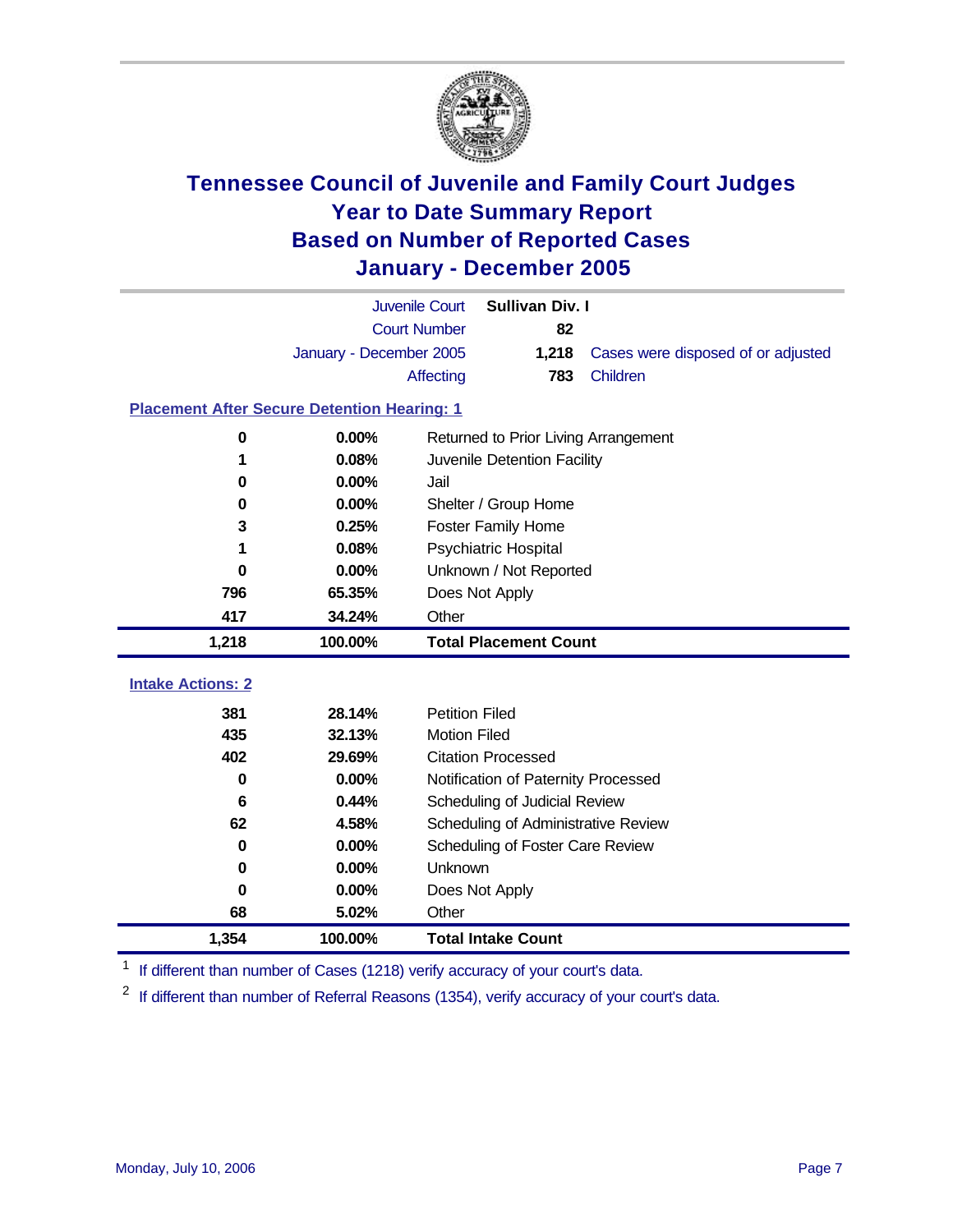# Tennessee Council of Juvenile and Family Court Judges
# Year to Date Summary Report
# Based on Number of Reported Cases
# January - December 2005

| | | |
|---|---|---|
| Juvenile Court | **Sullivan Div. I** | |
| Court Number | **82** | |
| January - December 2005 | **1,218** | Cases were disposed of or adjusted |
| Affecting | **783** | Children |

## Placement After Secure Detention Hearing: 1

| | | |
|---|---|---|
| **0** | **0.00%** | Returned to Prior Living Arrangement |
| **1** | **0.08%** | Juvenile Detention Facility |
| **0** | **0.00%** | Jail |
| **0** | **0.00%** | Shelter / Group Home |
| **3** | **0.25%** | Foster Family Home |
| **1** | **0.08%** | Psychiatric Hospital |
| **0** | **0.00%** | Unknown / Not Reported |
| **796** | **65.35%** | Does Not Apply |
| **417** | **34.24%** | Other |
| **1,218** | **100.00%** | **Total Placement Count** |

## Intake Actions: 2

| | | |
|---|---|---|
| **381** | **28.14%** | Petition Filed |
| **435** | **32.13%** | Motion Filed |
| **402** | **29.69%** | Citation Processed |
| **0** | **0.00%** | Notification of Paternity Processed |
| **6** | **0.44%** | Scheduling of Judicial Review |
| **62** | **4.58%** | Scheduling of Administrative Review |
| **0** | **0.00%** | Scheduling of Foster Care Review |
| **0** | **0.00%** | Unknown |
| **0** | **0.00%** | Does Not Apply |
| **68** | **5.02%** | Other |
| **1,354** | **100.00%** | **Total Intake Count** |

[1] If different than number of Cases (1218) verify accuracy of your court's data.

[2] If different than number of Referral Reasons (1354), verify accuracy of your court's data.

Monday, July 10, 2006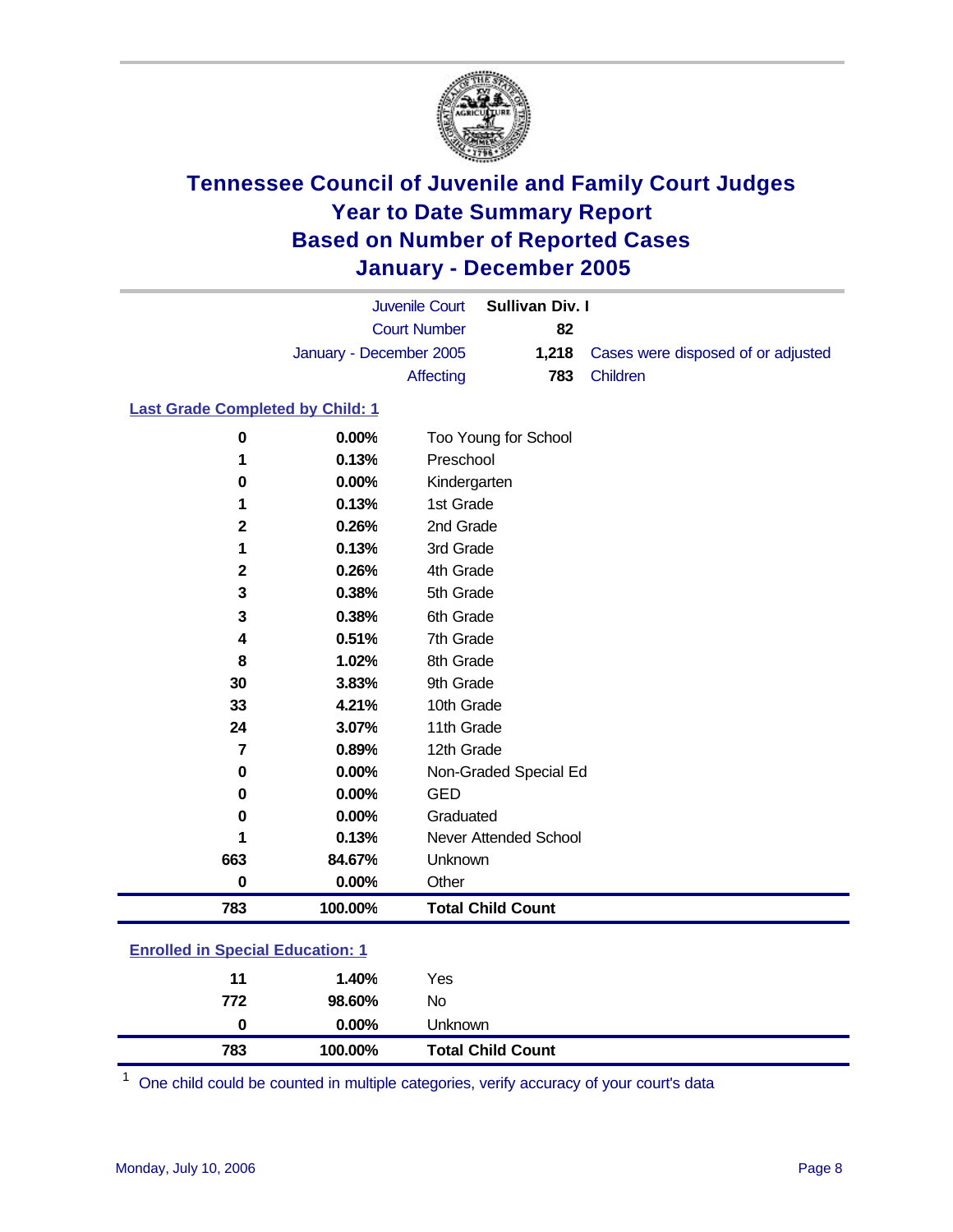# Tennessee Council of Juvenile and Family Court Judges
# Year to Date Summary Report
# Based on Number of Reported Cases
# January - December 2005

| | | |
|---|---|---|
| Juvenile Court | **Sullivan Div. I** | |
| Court Number | **82** | |
| January - December 2005 | **1,218** | Cases were disposed of or adjusted |
| Affecting | **783** | Children |

## Last Grade Completed by Child: [1]

| Count | Percent | Category |
|---|---|---|
| **0** | **0.00%** | Too Young for School |
| **1** | **0.13%** | Preschool |
| **0** | **0.00%** | Kindergarten |
| **1** | **0.13%** | 1st Grade |
| **2** | **0.26%** | 2nd Grade |
| **1** | **0.13%** | 3rd Grade |
| **2** | **0.26%** | 4th Grade |
| **3** | **0.38%** | 5th Grade |
| **3** | **0.38%** | 6th Grade |
| **4** | **0.51%** | 7th Grade |
| **8** | **1.02%** | 8th Grade |
| **30** | **3.83%** | 9th Grade |
| **33** | **4.21%** | 10th Grade |
| **24** | **3.07%** | 11th Grade |
| **7** | **0.89%** | 12th Grade |
| **0** | **0.00%** | Non-Graded Special Ed |
| **0** | **0.00%** | GED |
| **0** | **0.00%** | Graduated |
| **1** | **0.13%** | Never Attended School |
| **663** | **84.67%** | Unknown |
| **0** | **0.00%** | Other |
| **783** | **100.00%** | **Total Child Count** |

## Enrolled in Special Education: [1]

| Count | Percent | Category |
|---|---|---|
| **11** | **1.40%** | Yes |
| **772** | **98.60%** | No |
| **0** | **0.00%** | Unknown |
| **783** | **100.00%** | **Total Child Count** |

[1] One child could be counted in multiple categories, verify accuracy of your court's data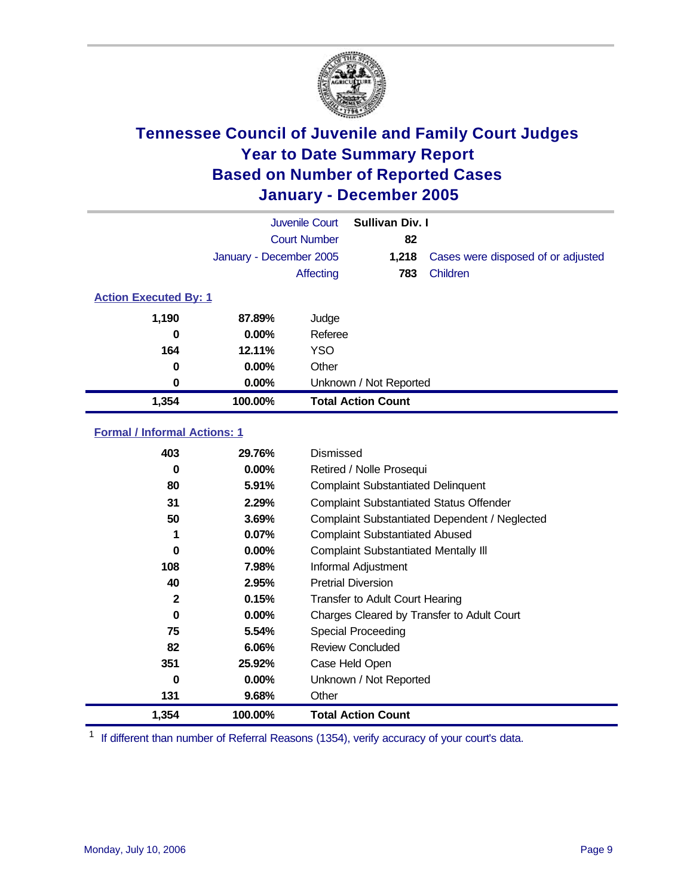# Tennessee Council of Juvenile and Family Court Judges
# Year to Date Summary Report
# Based on Number of Reported Cases
# January - December 2005

| | | |
|---|---|---|
| Juvenile Court | **Sullivan Div. I** | |
| Court Number | **82** | |
| January - December 2005 | **1,218** | Cases were disposed of or adjusted |
| Affecting | **783** | Children |

### Action Executed By: 1

| | | |
|---|---|---|
| **1,190** | **87.89%** | Judge |
| **0** | **0.00%** | Referee |
| **164** | **12.11%** | YSO |
| **0** | **0.00%** | Other |
| **0** | **0.00%** | Unknown / Not Reported |
| **1,354** | **100.00%** | **Total Action Count** |

### Formal / Informal Actions: 1

| | | |
|---|---|---|
| **403** | **29.76%** | Dismissed |
| **0** | **0.00%** | Retired / Nolle Prosequi |
| **80** | **5.91%** | Complaint Substantiated Delinquent |
| **31** | **2.29%** | Complaint Substantiated Status Offender |
| **50** | **3.69%** | Complaint Substantiated Dependent / Neglected |
| **1** | **0.07%** | Complaint Substantiated Abused |
| **0** | **0.00%** | Complaint Substantiated Mentally Ill |
| **108** | **7.98%** | Informal Adjustment |
| **40** | **2.95%** | Pretrial Diversion |
| **2** | **0.15%** | Transfer to Adult Court Hearing |
| **0** | **0.00%** | Charges Cleared by Transfer to Adult Court |
| **75** | **5.54%** | Special Proceeding |
| **82** | **6.06%** | Review Concluded |
| **351** | **25.92%** | Case Held Open |
| **0** | **0.00%** | Unknown / Not Reported |
| **131** | **9.68%** | Other |
| **1,354** | **100.00%** | **Total Action Count** |

[1] If different than number of Referral Reasons (1354), verify accuracy of your court's data.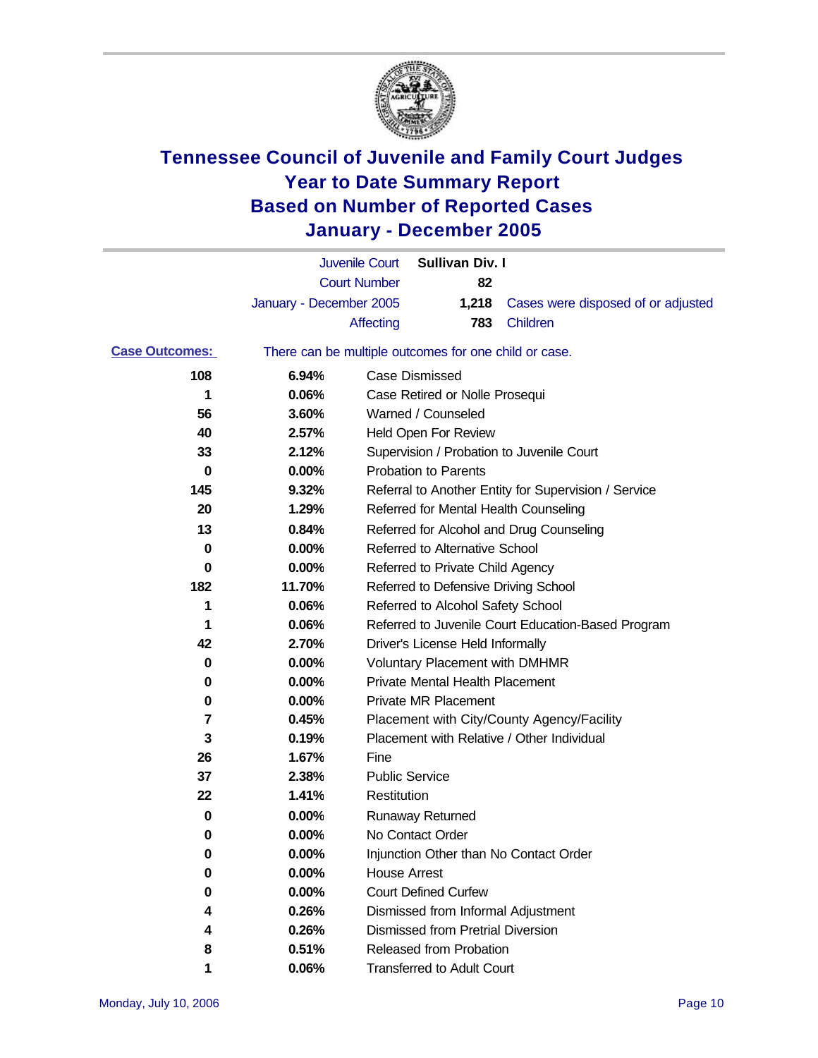# Tennessee Council of Juvenile and Family Court Judges
# Year to Date Summary Report
# Based on Number of Reported Cases
# January - December 2005

| | | |
|---|---|---|
| Juvenile Court | Sullivan Div. I | |
| Court Number | 82 | |
| January - December 2005 | 1,218 | Cases were disposed of or adjusted |
| Affecting | 783 | Children |

**Case Outcomes:** There can be multiple outcomes for one child or case.

| Count | Percent | Outcome |
|---|---|---|
| 108 | 6.94% | Case Dismissed |
| 1 | 0.06% | Case Retired or Nolle Prosequi |
| 56 | 3.60% | Warned / Counseled |
| 40 | 2.57% | Held Open For Review |
| 33 | 2.12% | Supervision / Probation to Juvenile Court |
| 0 | 0.00% | Probation to Parents |
| 145 | 9.32% | Referral to Another Entity for Supervision / Service |
| 20 | 1.29% | Referred for Mental Health Counseling |
| 13 | 0.84% | Referred for Alcohol and Drug Counseling |
| 0 | 0.00% | Referred to Alternative School |
| 0 | 0.00% | Referred to Private Child Agency |
| 182 | 11.70% | Referred to Defensive Driving School |
| 1 | 0.06% | Referred to Alcohol Safety School |
| 1 | 0.06% | Referred to Juvenile Court Education-Based Program |
| 42 | 2.70% | Driver's License Held Informally |
| 0 | 0.00% | Voluntary Placement with DMHMR |
| 0 | 0.00% | Private Mental Health Placement |
| 0 | 0.00% | Private MR Placement |
| 7 | 0.45% | Placement with City/County Agency/Facility |
| 3 | 0.19% | Placement with Relative / Other Individual |
| 26 | 1.67% | Fine |
| 37 | 2.38% | Public Service |
| 22 | 1.41% | Restitution |
| 0 | 0.00% | Runaway Returned |
| 0 | 0.00% | No Contact Order |
| 0 | 0.00% | Injunction Other than No Contact Order |
| 0 | 0.00% | House Arrest |
| 0 | 0.00% | Court Defined Curfew |
| 4 | 0.26% | Dismissed from Informal Adjustment |
| 4 | 0.26% | Dismissed from Pretrial Diversion |
| 8 | 0.51% | Released from Probation |
| 1 | 0.06% | Transferred to Adult Court |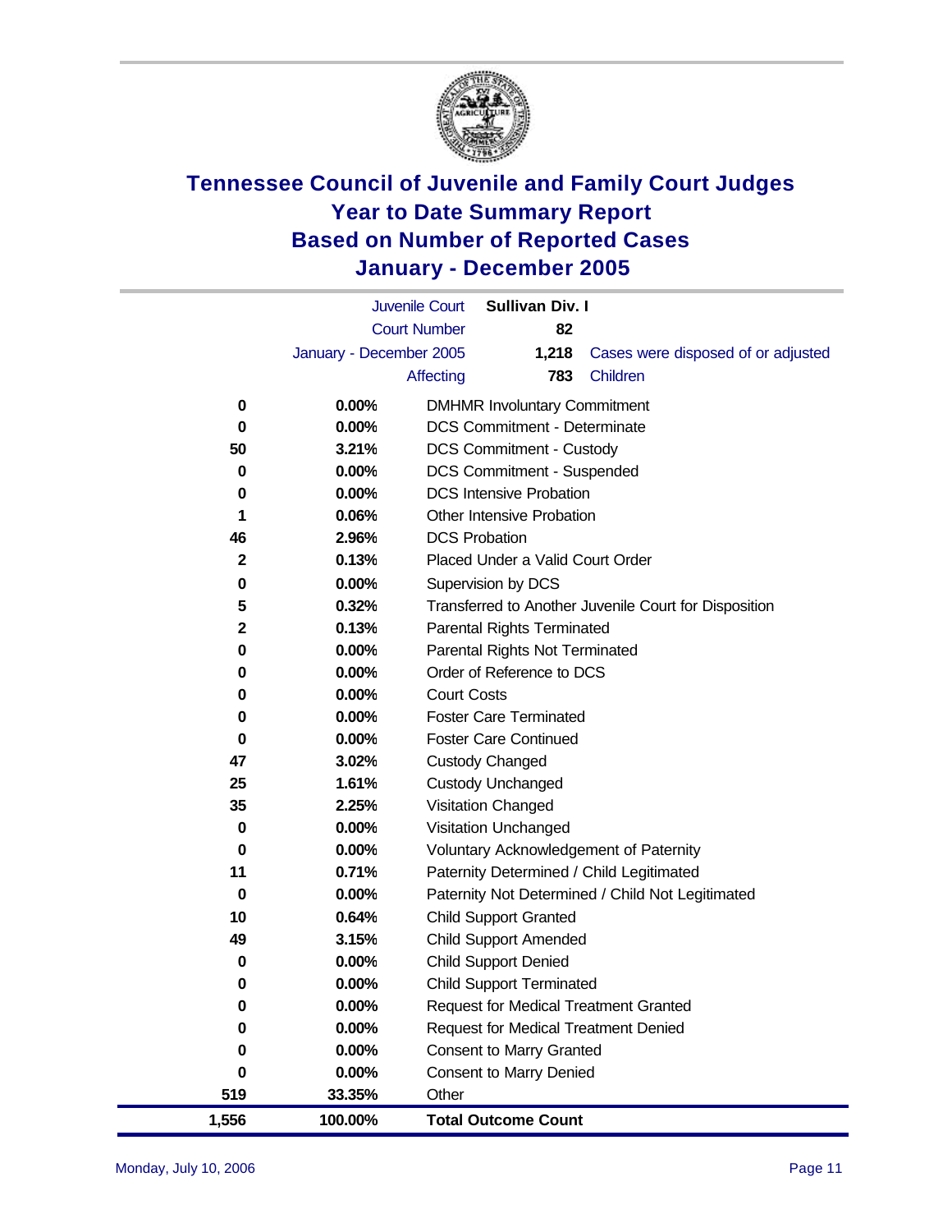# Tennessee Council of Juvenile and Family Court Judges
# Year to Date Summary Report
# Based on Number of Reported Cases
# January - December 2005

| | | | |
|---|---|---|---|
| | Juvenile Court | Sullivan Div. I | |
| | Court Number | 82 | |
| | January - December 2005 | 1,218 | Cases were disposed of or adjusted |
| | Affecting | 783 | Children |

| | | |
|---|---|---|
| 0 | 0.00% | DMHMR Involuntary Commitment |
| 0 | 0.00% | DCS Commitment - Determinate |
| 50 | 3.21% | DCS Commitment - Custody |
| 0 | 0.00% | DCS Commitment - Suspended |
| 0 | 0.00% | DCS Intensive Probation |
| 1 | 0.06% | Other Intensive Probation |
| 46 | 2.96% | DCS Probation |
| 2 | 0.13% | Placed Under a Valid Court Order |
| 0 | 0.00% | Supervision by DCS |
| 5 | 0.32% | Transferred to Another Juvenile Court for Disposition |
| 2 | 0.13% | Parental Rights Terminated |
| 0 | 0.00% | Parental Rights Not Terminated |
| 0 | 0.00% | Order of Reference to DCS |
| 0 | 0.00% | Court Costs |
| 0 | 0.00% | Foster Care Terminated |
| 0 | 0.00% | Foster Care Continued |
| 47 | 3.02% | Custody Changed |
| 25 | 1.61% | Custody Unchanged |
| 35 | 2.25% | Visitation Changed |
| 0 | 0.00% | Visitation Unchanged |
| 0 | 0.00% | Voluntary Acknowledgement of Paternity |
| 11 | 0.71% | Paternity Determined / Child Legitimated |
| 0 | 0.00% | Paternity Not Determined / Child Not Legitimated |
| 10 | 0.64% | Child Support Granted |
| 49 | 3.15% | Child Support Amended |
| 0 | 0.00% | Child Support Denied |
| 0 | 0.00% | Child Support Terminated |
| 0 | 0.00% | Request for Medical Treatment Granted |
| 0 | 0.00% | Request for Medical Treatment Denied |
| 0 | 0.00% | Consent to Marry Granted |
| 0 | 0.00% | Consent to Marry Denied |
| 519 | 33.35% | Other |
| **1,556** | **100.00%** | **Total Outcome Count** |

Monday, July 10, 2006